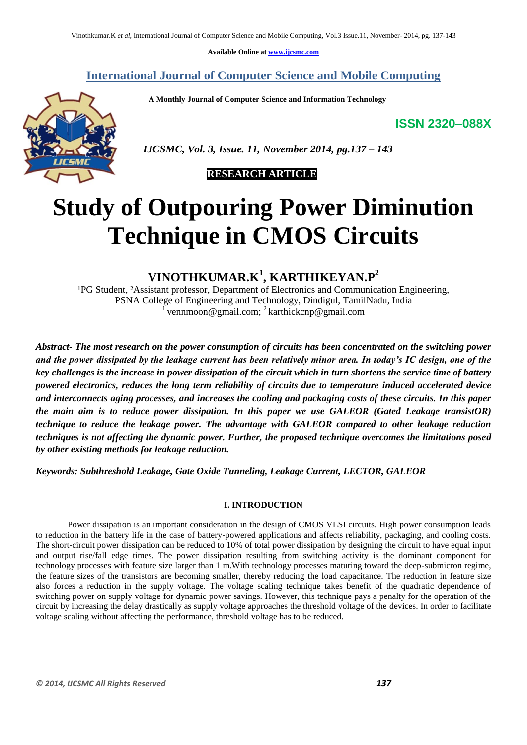Available Online at www.ijcsmc.com

## International Journal of Computer Science and Mobile Computing

**A Monthly Journal of Computer Science and Information Technology**

**ISSN 2320–088X**

*IJCSMC, Vol. 3, Issue. 11, November 2014, pg.137 – 143*

**RESEARCH ARTICLE**

# Study of Outpouring Power Diminution Technique in CMOS Circuits

## VINOTHKUMAR.K[1], KARTHIKEYAN.P[2]

[1]PG Student, [2]Assistant professor, Department of Electronics and Communication Engineering, PSNA College of Engineering and Technology, Dindigul, TamilNadu, India
[1] vennmoon@gmail.com; [2] karthickcnp@gmail.com

---

***Abstract-** The most research on the power consumption of circuits has been concentrated on the switching power and the power dissipated by the leakage current has been relatively minor area. In today's IC design, one of the key challenges is the increase in power dissipation of the circuit which in turn shortens the service time of battery powered electronics, reduces the long term reliability of circuits due to temperature induced accelerated device and interconnects aging processes, and increases the cooling and packaging costs of these circuits. In this paper the main aim is to reduce power dissipation. In this paper we use GALEOR (Gated Leakage transistOR) technique to reduce the leakage power. The advantage with GALEOR compared to other leakage reduction techniques is not affecting the dynamic power. Further, the proposed technique overcomes the limitations posed by other existing methods for leakage reduction.*

***Keywords:** Subthreshold Leakage, Gate Oxide Tunneling, Leakage Current, LECTOR, GALEOR*

---

### I. INTRODUCTION

Power dissipation is an important consideration in the design of CMOS VLSI circuits. High power consumption leads to reduction in the battery life in the case of battery-powered applications and affects reliability, packaging, and cooling costs. The short-circuit power dissipation can be reduced to 10% of total power dissipation by designing the circuit to have equal input and output rise/fall edge times. The power dissipation resulting from switching activity is the dominant component for technology processes with feature size larger than 1 m.With technology processes maturing toward the deep-submicron regime, the feature sizes of the transistors are becoming smaller, thereby reducing the load capacitance. The reduction in feature size also forces a reduction in the supply voltage. The voltage scaling technique takes benefit of the quadratic dependence of switching power on supply voltage for dynamic power savings. However, this technique pays a penalty for the operation of the circuit by increasing the delay drastically as supply voltage approaches the threshold voltage of the devices. In order to facilitate voltage scaling without affecting the performance, threshold voltage has to be reduced.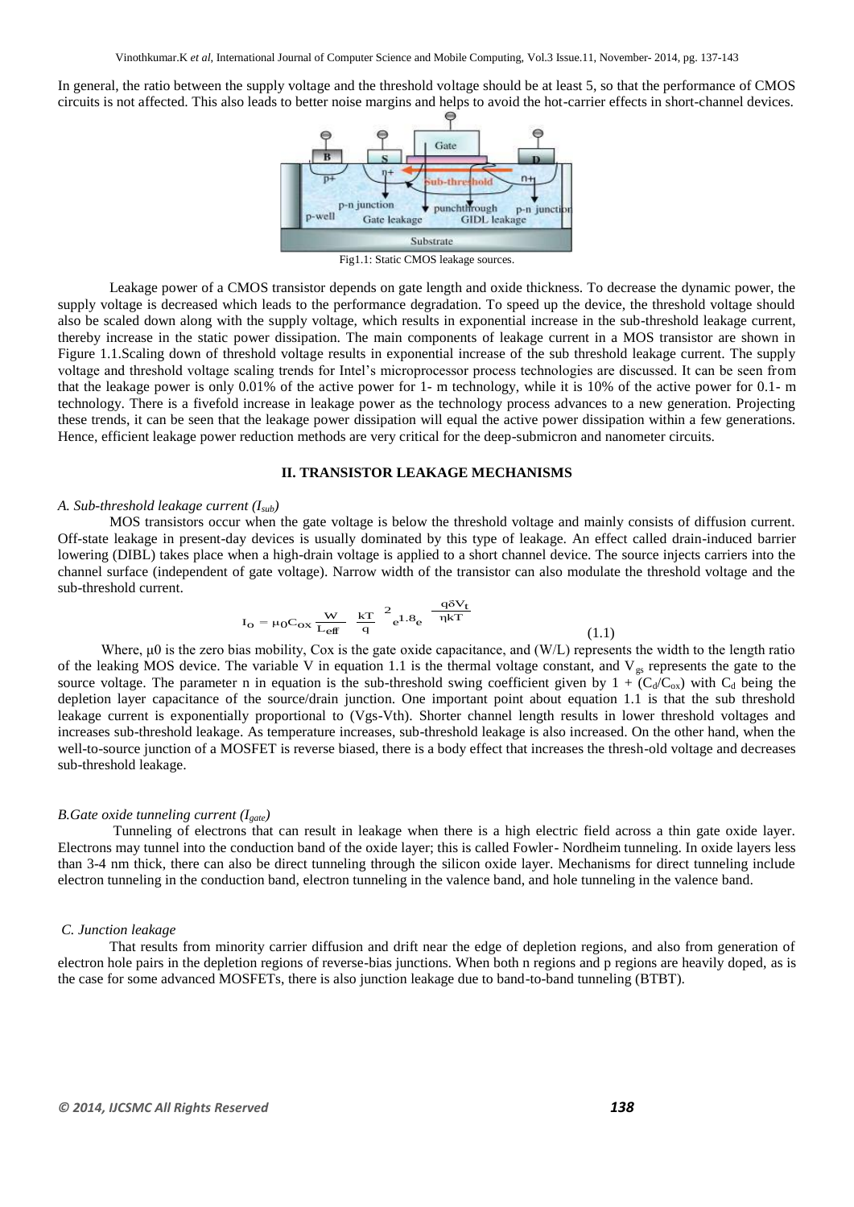In general, the ratio between the supply voltage and the threshold voltage should be at least 5, so that the performance of CMOS circuits is not affected. This also leads to better noise margins and helps to avoid the hot-carrier effects in short-channel devices.

Fig1.1: Static CMOS leakage sources.

Leakage power of a CMOS transistor depends on gate length and oxide thickness. To decrease the dynamic power, the supply voltage is decreased which leads to the performance degradation. To speed up the device, the threshold voltage should also be scaled down along with the supply voltage, which results in exponential increase in the sub-threshold leakage current, thereby increase in the static power dissipation. The main components of leakage current in a MOS transistor are shown in Figure 1.1.Scaling down of threshold voltage results in exponential increase of the sub threshold leakage current. The supply voltage and threshold voltage scaling trends for Intel's microprocessor process technologies are discussed. It can be seen from that the leakage power is only 0.01% of the active power for 1- m technology, while it is 10% of the active power for 0.1- m technology. There is a fivefold increase in leakage power as the technology process advances to a new generation. Projecting these trends, it can be seen that the leakage power dissipation will equal the active power dissipation within a few generations. Hence, efficient leakage power reduction methods are very critical for the deep-submicron and nanometer circuits.

## II. TRANSISTOR LEAKAGE MECHANISMS

### *A. Sub-threshold leakage current ($I_{sub}$)*

MOS transistors occur when the gate voltage is below the threshold voltage and mainly consists of diffusion current. Off-state leakage in present-day devices is usually dominated by this type of leakage. An effect called drain-induced barrier lowering (DIBL) takes place when a high-drain voltage is applied to a short channel device. The source injects carriers into the channel surface (independent of gate voltage). Narrow width of the transistor can also modulate the threshold voltage and the sub-threshold current.

$$I_O = \mu_0 C_{ox} \frac{W}{L_{eff}} \left(\frac{kT}{q}\right)^2 e^{1.8} e^{-\frac{q\delta V_t}{\eta kT}} \qquad (1.1)$$

Where, μ0 is the zero bias mobility, Cox is the gate oxide capacitance, and (W/L) represents the width to the length ratio of the leaking MOS device. The variable V in equation 1.1 is the thermal voltage constant, and $V_{gs}$ represents the gate to the source voltage. The parameter n in equation is the sub-threshold swing coefficient given by $1 + (C_d/C_{ox})$ with $C_d$ being the depletion layer capacitance of the source/drain junction. One important point about equation 1.1 is that the sub threshold leakage current is exponentially proportional to (Vgs-Vth). Shorter channel length results in lower threshold voltages and increases sub-threshold leakage. As temperature increases, sub-threshold leakage is also increased. On the other hand, when the well-to-source junction of a MOSFET is reverse biased, there is a body effect that increases the thresh-old voltage and decreases sub-threshold leakage.

### *B.Gate oxide tunneling current ($I_{gate}$)*

Tunneling of electrons that can result in leakage when there is a high electric field across a thin gate oxide layer. Electrons may tunnel into the conduction band of the oxide layer; this is called Fowler- Nordheim tunneling. In oxide layers less than 3-4 nm thick, there can also be direct tunneling through the silicon oxide layer. Mechanisms for direct tunneling include electron tunneling in the conduction band, electron tunneling in the valence band, and hole tunneling in the valence band.

### *C. Junction leakage*

That results from minority carrier diffusion and drift near the edge of depletion regions, and also from generation of electron hole pairs in the depletion regions of reverse-bias junctions. When both n regions and p regions are heavily doped, as is the case for some advanced MOSFETs, there is also junction leakage due to band-to-band tunneling (BTBT).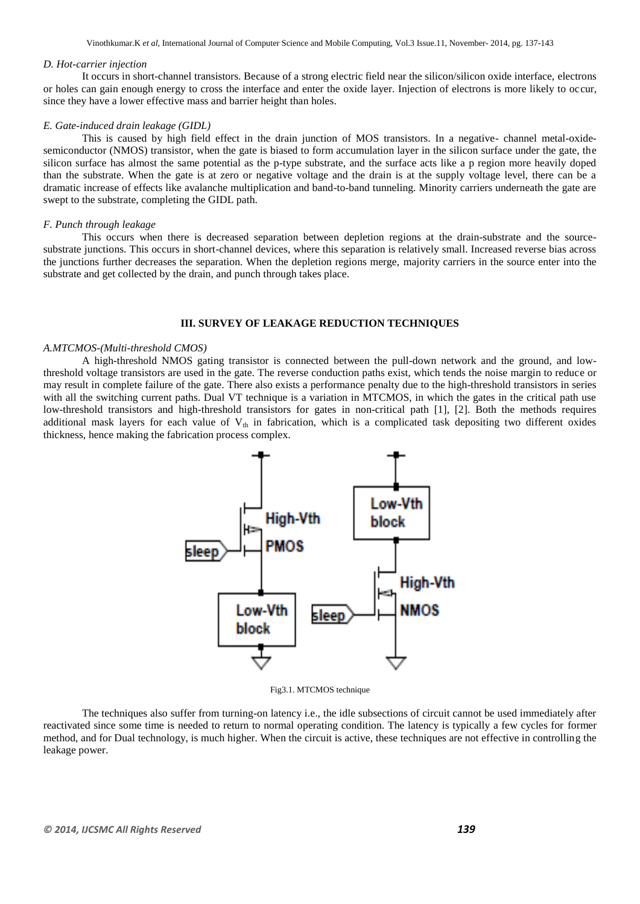*D. Hot-carrier injection*

It occurs in short-channel transistors. Because of a strong electric field near the silicon/silicon oxide interface, electrons or holes can gain enough energy to cross the interface and enter the oxide layer. Injection of electrons is more likely to occur, since they have a lower effective mass and barrier height than holes.

*E. Gate-induced drain leakage (GIDL)*

This is caused by high field effect in the drain junction of MOS transistors. In a negative- channel metal-oxide-semiconductor (NMOS) transistor, when the gate is biased to form accumulation layer in the silicon surface under the gate, the silicon surface has almost the same potential as the p-type substrate, and the surface acts like a p region more heavily doped than the substrate. When the gate is at zero or negative voltage and the drain is at the supply voltage level, there can be a dramatic increase of effects like avalanche multiplication and band-to-band tunneling. Minority carriers underneath the gate are swept to the substrate, completing the GIDL path.

*F. Punch through leakage*

This occurs when there is decreased separation between depletion regions at the drain-substrate and the source-substrate junctions. This occurs in short-channel devices, where this separation is relatively small. Increased reverse bias across the junctions further decreases the separation. When the depletion regions merge, majority carriers in the source enter into the substrate and get collected by the drain, and punch through takes place.

## III. SURVEY OF LEAKAGE REDUCTION TECHNIQUES

*A.MTCMOS-(Multi-threshold CMOS)*

A high-threshold NMOS gating transistor is connected between the pull-down network and the ground, and low-threshold voltage transistors are used in the gate. The reverse conduction paths exist, which tends the noise margin to reduce or may result in complete failure of the gate. There also exists a performance penalty due to the high-threshold transistors in series with all the switching current paths. Dual VT technique is a variation in MTCMOS, in which the gates in the critical path use low-threshold transistors and high-threshold transistors for gates in non-critical path [1], [2]. Both the methods requires additional mask layers for each value of $V_{th}$ in fabrication, which is a complicated task depositing two different oxides thickness, hence making the fabrication process complex.

Fig3.1. MTCMOS technique

The techniques also suffer from turning-on latency i.e., the idle subsections of circuit cannot be used immediately after reactivated since some time is needed to return to normal operating condition. The latency is typically a few cycles for former method, and for Dual technology, is much higher. When the circuit is active, these techniques are not effective in controlling the leakage power.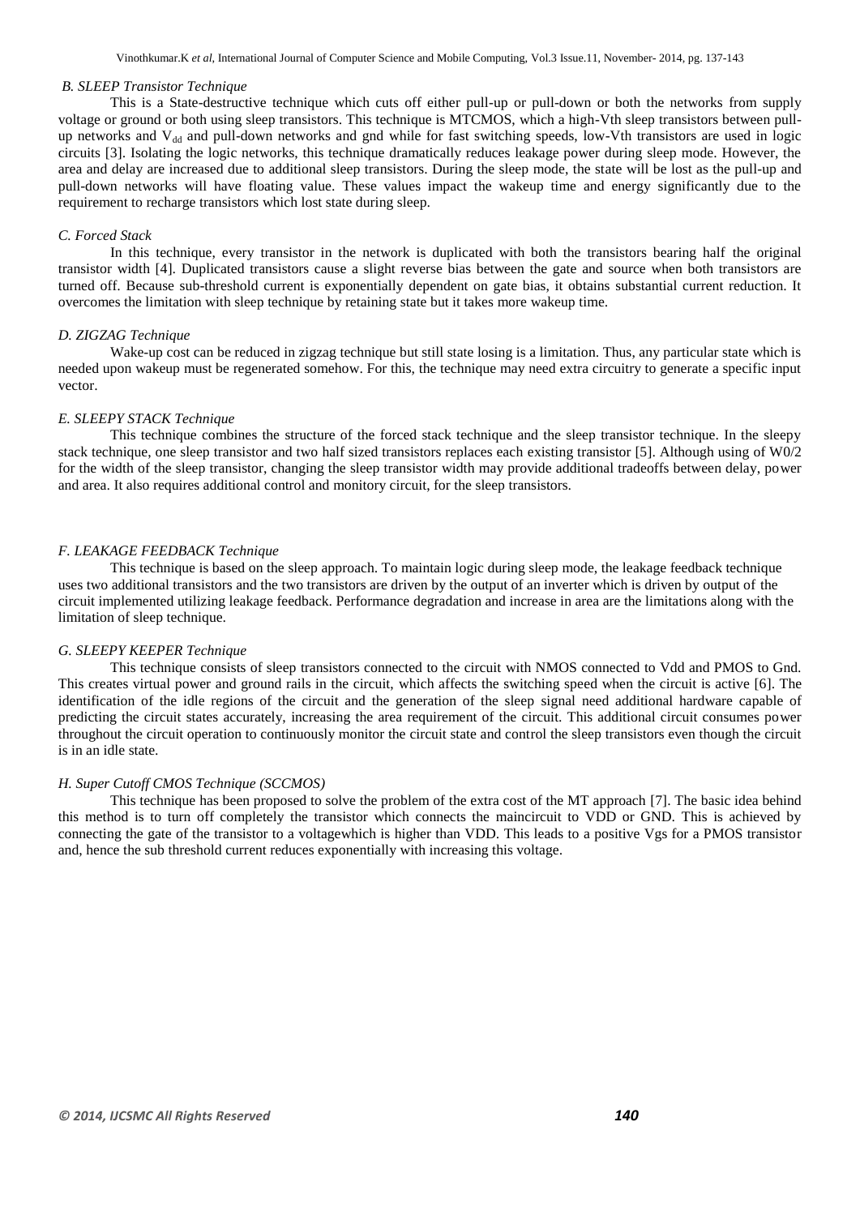### B. SLEEP Transistor Technique

This is a State-destructive technique which cuts off either pull-up or pull-down or both the networks from supply voltage or ground or both using sleep transistors. This technique is MTCMOS, which a high-Vth sleep transistors between pull-up networks and $V_{dd}$ and pull-down networks and gnd while for fast switching speeds, low-Vth transistors are used in logic circuits [3]. Isolating the logic networks, this technique dramatically reduces leakage power during sleep mode. However, the area and delay are increased due to additional sleep transistors. During the sleep mode, the state will be lost as the pull-up and pull-down networks will have floating value. These values impact the wakeup time and energy significantly due to the requirement to recharge transistors which lost state during sleep.

### C. Forced Stack

In this technique, every transistor in the network is duplicated with both the transistors bearing half the original transistor width [4]. Duplicated transistors cause a slight reverse bias between the gate and source when both transistors are turned off. Because sub-threshold current is exponentially dependent on gate bias, it obtains substantial current reduction. It overcomes the limitation with sleep technique by retaining state but it takes more wakeup time.

### D. ZIGZAG Technique

Wake-up cost can be reduced in zigzag technique but still state losing is a limitation. Thus, any particular state which is needed upon wakeup must be regenerated somehow. For this, the technique may need extra circuitry to generate a specific input vector.

### E. SLEEPY STACK Technique

This technique combines the structure of the forced stack technique and the sleep transistor technique. In the sleepy stack technique, one sleep transistor and two half sized transistors replaces each existing transistor [5]. Although using of W0/2 for the width of the sleep transistor, changing the sleep transistor width may provide additional tradeoffs between delay, power and area. It also requires additional control and monitory circuit, for the sleep transistors.

### F. LEAKAGE FEEDBACK Technique

This technique is based on the sleep approach. To maintain logic during sleep mode, the leakage feedback technique uses two additional transistors and the two transistors are driven by the output of an inverter which is driven by output of the circuit implemented utilizing leakage feedback. Performance degradation and increase in area are the limitations along with the limitation of sleep technique.

### G. SLEEPY KEEPER Technique

This technique consists of sleep transistors connected to the circuit with NMOS connected to Vdd and PMOS to Gnd. This creates virtual power and ground rails in the circuit, which affects the switching speed when the circuit is active [6]. The identification of the idle regions of the circuit and the generation of the sleep signal need additional hardware capable of predicting the circuit states accurately, increasing the area requirement of the circuit. This additional circuit consumes power throughout the circuit operation to continuously monitor the circuit state and control the sleep transistors even though the circuit is in an idle state.

### H. Super Cutoff CMOS Technique (SCCMOS)

This technique has been proposed to solve the problem of the extra cost of the MT approach [7]. The basic idea behind this method is to turn off completely the transistor which connects the maincircuit to VDD or GND. This is achieved by connecting the gate of the transistor to a voltagewhich is higher than VDD. This leads to a positive Vgs for a PMOS transistor and, hence the sub threshold current reduces exponentially with increasing this voltage.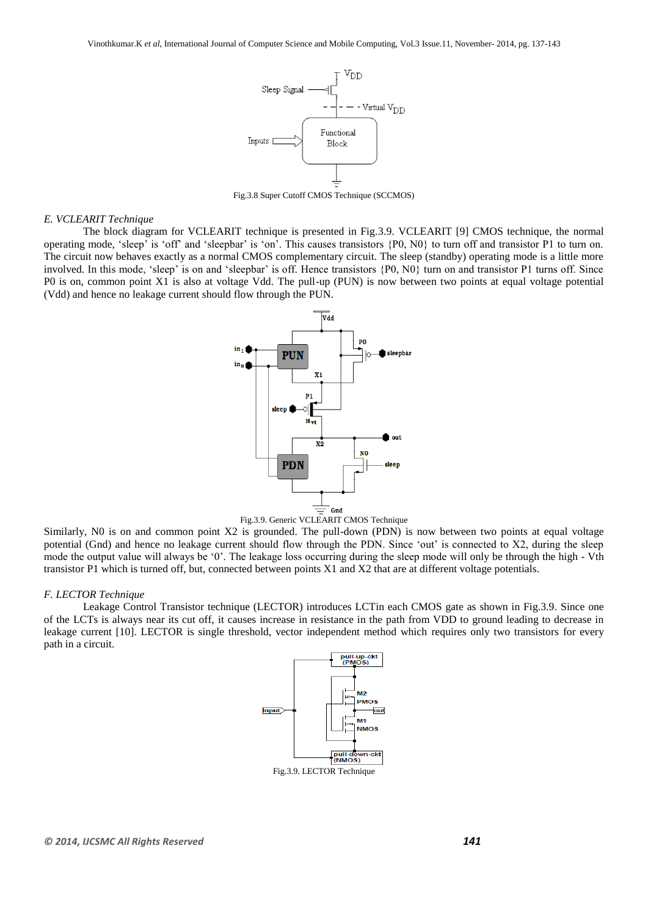Fig.3.8 Super Cutoff CMOS Technique (SCCMOS)

## *E. VCLEARIT Technique*

The block diagram for VCLEARIT technique is presented in Fig.3.9. VCLEARIT [9] CMOS technique, the normal operating mode, 'sleep' is 'off' and 'sleepbar' is 'on'. This causes transistors {P0, N0} to turn off and transistor P1 to turn on. The circuit now behaves exactly as a normal CMOS complementary circuit. The sleep (standby) operating mode is a little more involved. In this mode, 'sleep' is on and 'sleepbar' is off. Hence transistors {P0, N0} turn on and transistor P1 turns off. Since P0 is on, common point X1 is also at voltage Vdd. The pull-up (PUN) is now between two points at equal voltage potential (Vdd) and hence no leakage current should flow through the PUN.

Fig.3.9. Generic VCLEARIT CMOS Technique

Similarly, N0 is on and common point X2 is grounded. The pull-down (PDN) is now between two points at equal voltage potential (Gnd) and hence no leakage current should flow through the PDN. Since 'out' is connected to X2, during the sleep mode the output value will always be '0'. The leakage loss occurring during the sleep mode will only be through the high - Vth transistor P1 which is turned off, but, connected between points X1 and X2 that are at different voltage potentials.

## *F. LECTOR Technique*

Leakage Control Transistor technique (LECTOR) introduces LCTin each CMOS gate as shown in Fig.3.9. Since one of the LCTs is always near its cut off, it causes increase in resistance in the path from VDD to ground leading to decrease in leakage current [10]. LECTOR is single threshold, vector independent method which requires only two transistors for every path in a circuit.

Fig.3.9. LECTOR Technique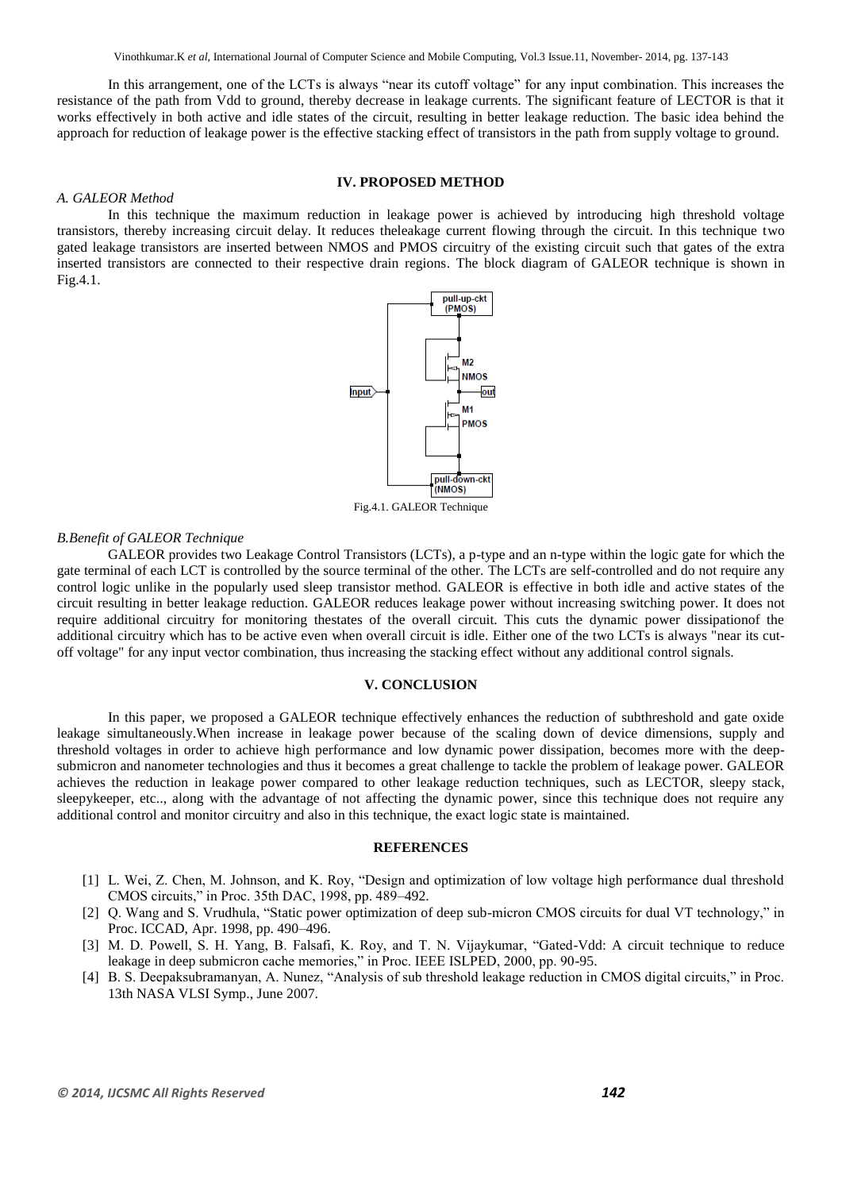In this arrangement, one of the LCTs is always "near its cutoff voltage" for any input combination. This increases the resistance of the path from Vdd to ground, thereby decrease in leakage currents. The significant feature of LECTOR is that it works effectively in both active and idle states of the circuit, resulting in better leakage reduction. The basic idea behind the approach for reduction of leakage power is the effective stacking effect of transistors in the path from supply voltage to ground.

## IV. PROPOSED METHOD

### *A. GALEOR Method*

In this technique the maximum reduction in leakage power is achieved by introducing high threshold voltage transistors, thereby increasing circuit delay. It reduces theleakage current flowing through the circuit. In this technique two gated leakage transistors are inserted between NMOS and PMOS circuitry of the existing circuit such that gates of the extra inserted transistors are connected to their respective drain regions. The block diagram of GALEOR technique is shown in Fig.4.1.

Fig.4.1. GALEOR Technique

### *B.Benefit of GALEOR Technique*

GALEOR provides two Leakage Control Transistors (LCTs), a p-type and an n-type within the logic gate for which the gate terminal of each LCT is controlled by the source terminal of the other. The LCTs are self-controlled and do not require any control logic unlike in the popularly used sleep transistor method. GALEOR is effective in both idle and active states of the circuit resulting in better leakage reduction. GALEOR reduces leakage power without increasing switching power. It does not require additional circuitry for monitoring thestates of the overall circuit. This cuts the dynamic power dissipationof the additional circuitry which has to be active even when overall circuit is idle. Either one of the two LCTs is always "near its cut-off voltage" for any input vector combination, thus increasing the stacking effect without any additional control signals.

## V. CONCLUSION

In this paper, we proposed a GALEOR technique effectively enhances the reduction of subthreshold and gate oxide leakage simultaneously.When increase in leakage power because of the scaling down of device dimensions, supply and threshold voltages in order to achieve high performance and low dynamic power dissipation, becomes more with the deep-submicron and nanometer technologies and thus it becomes a great challenge to tackle the problem of leakage power. GALEOR achieves the reduction in leakage power compared to other leakage reduction techniques, such as LECTOR, sleepy stack, sleepykeeper, etc.., along with the advantage of not affecting the dynamic power, since this technique does not require any additional control and monitor circuitry and also in this technique, the exact logic state is maintained.

## REFERENCES

[1] L. Wei, Z. Chen, M. Johnson, and K. Roy, "Design and optimization of low voltage high performance dual threshold CMOS circuits," in Proc. 35th DAC, 1998, pp. 489–492.

[2] Q. Wang and S. Vrudhula, "Static power optimization of deep sub-micron CMOS circuits for dual VT technology," in Proc. ICCAD, Apr. 1998, pp. 490–496.

[3] M. D. Powell, S. H. Yang, B. Falsafi, K. Roy, and T. N. Vijaykumar, "Gated-Vdd: A circuit technique to reduce leakage in deep submicron cache memories," in Proc. IEEE ISLPED, 2000, pp. 90-95.

[4] B. S. Deepaksubramanyan, A. Nunez, "Analysis of sub threshold leakage reduction in CMOS digital circuits," in Proc. 13th NASA VLSI Symp., June 2007.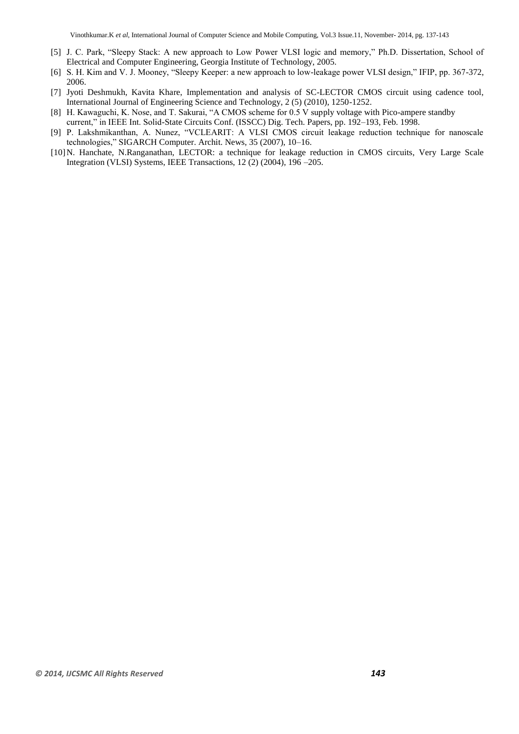[5] J. C. Park, “Sleepy Stack: A new approach to Low Power VLSI logic and memory,” Ph.D. Dissertation, School of Electrical and Computer Engineering, Georgia Institute of Technology, 2005.

[6] S. H. Kim and V. J. Mooney, “Sleepy Keeper: a new approach to low-leakage power VLSI design,” IFIP, pp. 367-372, 2006.

[7] Jyoti Deshmukh, Kavita Khare, Implementation and analysis of SC-LECTOR CMOS circuit using cadence tool, International Journal of Engineering Science and Technology, 2 (5) (2010), 1250-1252.

[8] H. Kawaguchi, K. Nose, and T. Sakurai, “A CMOS scheme for 0.5 V supply voltage with Pico-ampere standby current,” in IEEE Int. Solid-State Circuits Conf. (ISSCC) Dig. Tech. Papers, pp. 192–193, Feb. 1998.

[9] P. Lakshmikanthan, A. Nunez, “VCLEARIT: A VLSI CMOS circuit leakage reduction technique for nanoscale technologies,” SIGARCH Computer. Archit. News, 35 (2007), 10–16.

[10] N. Hanchate, N.Ranganathan, LECTOR: a technique for leakage reduction in CMOS circuits, Very Large Scale Integration (VLSI) Systems, IEEE Transactions, 12 (2) (2004), 196 –205.